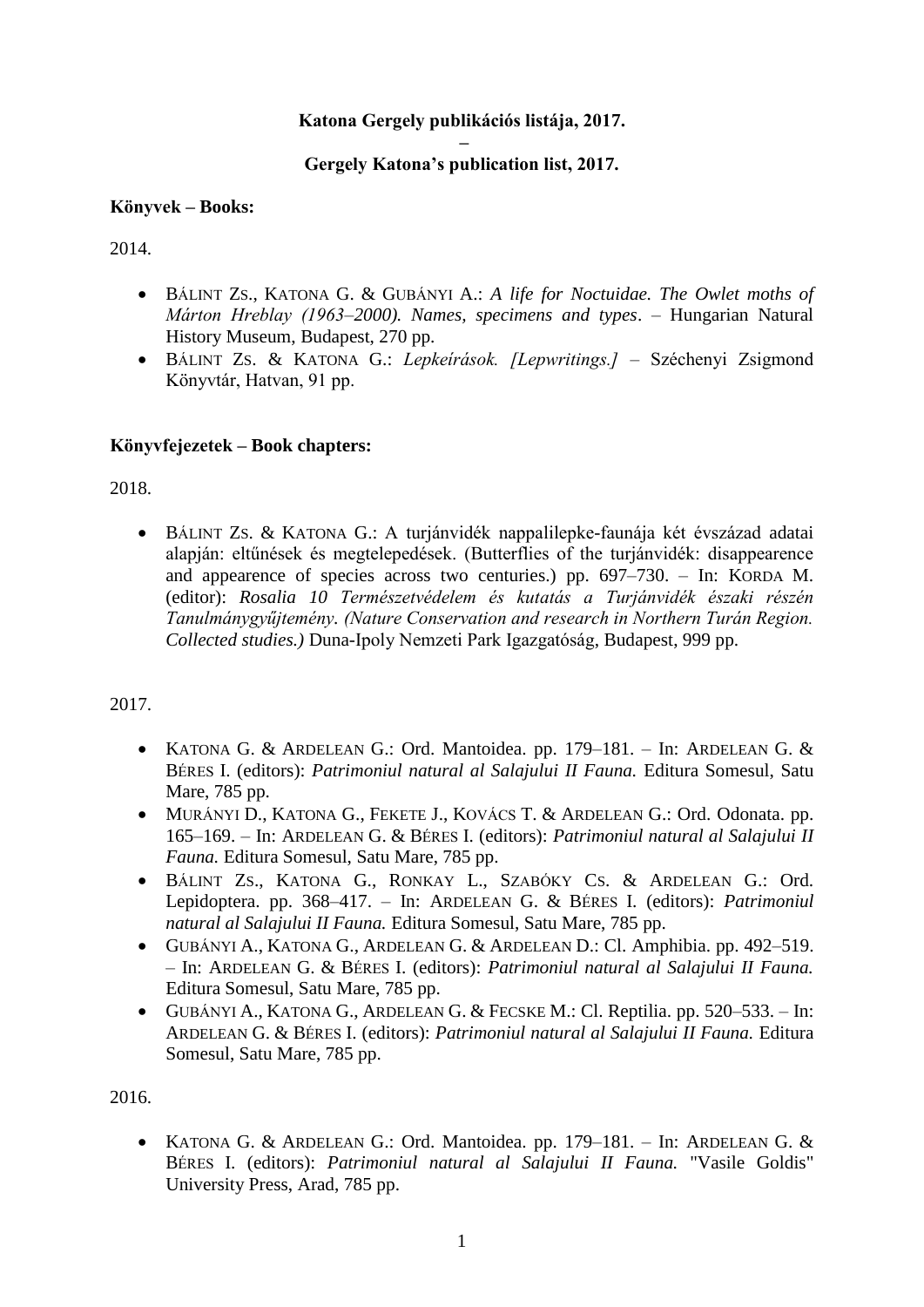**Katona Gergely publikációs listája, 2017.**

**–**

**Gergely Katona's publication list, 2017.**

**Könyvek – Books:**

2014.

- BÁLINT ZS., KATONA G. & GUBÁNYI A.: *A life for Noctuidae. The Owlet moths of Márton Hreblay (1963–2000). Names, specimens and types*. – Hungarian Natural History Museum, Budapest, 270 pp.
- BÁLINT ZS. & KATONA G.: *Lepkeírások. [Lepwritings.]* – Széchenyi Zsigmond Könyvtár, Hatvan, 91 pp.

**Könyvfejezetek – Book chapters:**

2018.

- BÁLINT ZS. & KATONA G.: A turjánvidék nappalilepke-faunája két évszázad adatai alapján: eltűnések és megtelepedések. (Butterflies of the turjánvidék: disappearence and appearence of species across two centuries.) pp. 697–730. – In: KORDA M. (editor): *Rosalia 10 Természetvédelem és kutatás a Turjánvidék északi részén Tanulmánygyűjtemény*. *(Nature Conservation and research in Northern Turán Region. Collected studies.)* Duna-Ipoly Nemzeti Park Igazgatóság, Budapest, 999 pp.

2017.

- KATONA G. & ARDELEAN G.: Ord. Mantoidea. pp. 179–181. – In: ARDELEAN G. & BÉRES I. (editors): *Patrimoniul natural al Salajului II Fauna.* Editura Somesul, Satu Mare, 785 pp.
- MURÁNYI D., KATONA G., FEKETE J., KOVÁCS T. & ARDELEAN G.: Ord. Odonata. pp. 165–169. – In: ARDELEAN G. & BÉRES I. (editors): *Patrimoniul natural al Salajului II Fauna.* Editura Somesul, Satu Mare, 785 pp.
- BÁLINT ZS., KATONA G., RONKAY L., SZABÓKY CS. & ARDELEAN G.: Ord. Lepidoptera. pp. 368–417. – In: ARDELEAN G. & BÉRES I. (editors): *Patrimoniul natural al Salajului II Fauna.* Editura Somesul, Satu Mare, 785 pp.
- GUBÁNYI A., KATONA G., ARDELEAN G. & ARDELEAN D.: Cl. Amphibia. pp. 492–519. – In: ARDELEAN G. & BÉRES I. (editors): *Patrimoniul natural al Salajului II Fauna.* Editura Somesul, Satu Mare, 785 pp.
- GUBÁNYI A., KATONA G., ARDELEAN G. & FECSKE M.: Cl. Reptilia. pp. 520–533. – In: ARDELEAN G. & BÉRES I. (editors): *Patrimoniul natural al Salajului II Fauna.* Editura Somesul, Satu Mare, 785 pp.

2016.

- KATONA G. & ARDELEAN G.: Ord. Mantoidea. pp. 179–181. – In: ARDELEAN G. & BÉRES I. (editors): *Patrimoniul natural al Salajului II Fauna.* "Vasile Goldis" University Press, Arad, 785 pp.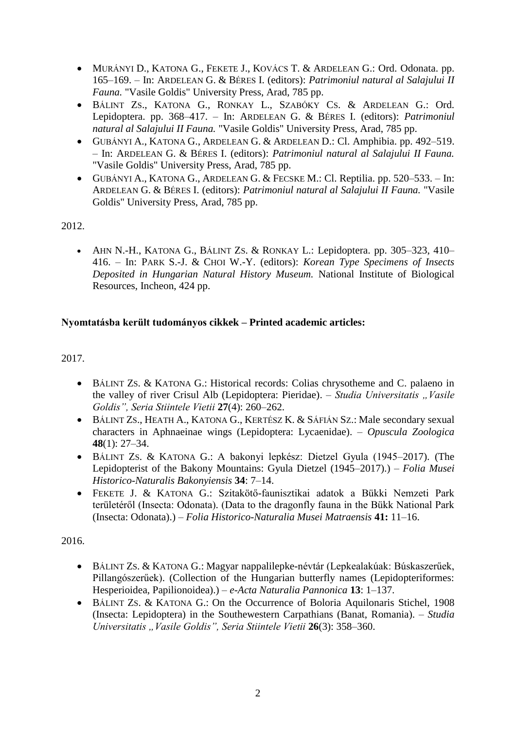- Murányi D., Katona G., Fekete J., Kovács T. & Ardelean G.: Ord. Odonata. pp. 165–169. – In: Ardelean G. & Béres I. (editors): *Patrimoniul natural al Salajului II Fauna.* "Vasile Goldis" University Press, Arad, 785 pp.
- Bálint Zs., Katona G., Ronkay L., Szabóky Cs. & Ardelean G.: Ord. Lepidoptera. pp. 368–417. – In: Ardelean G. & Béres I. (editors): *Patrimoniul natural al Salajului II Fauna.* "Vasile Goldis" University Press, Arad, 785 pp.
- Gubányi A., Katona G., Ardelean G. & Ardelean D.: Cl. Amphibia. pp. 492–519. – In: Ardelean G. & Béres I. (editors): *Patrimoniul natural al Salajului II Fauna.* "Vasile Goldis" University Press, Arad, 785 pp.
- Gubányi A., Katona G., Ardelean G. & Fecske M.: Cl. Reptilia. pp. 520–533. – In: Ardelean G. & Béres I. (editors): *Patrimoniul natural al Salajului II Fauna.* "Vasile Goldis" University Press, Arad, 785 pp.

2012.

- Ahn N.-H., Katona G., Bálint Zs. & Ronkay L.: Lepidoptera. pp. 305–323, 410–416. – In: Park S.-J. & Choi W.-Y. (editors): *Korean Type Specimens of Insects Deposited in Hungarian Natural History Museum.* National Institute of Biological Resources, Incheon, 424 pp.

**Nyomtatásba került tudományos cikkek – Printed academic articles:**

2017.

- Bálint Zs. & Katona G.: Historical records: Colias chrysotheme and C. palaeno in the valley of river Crisul Alb (Lepidoptera: Pieridae). – *Studia Universitatis „Vasile Goldis", Seria Stiintele Vietii* **27**(4): 260–262.
- Bálint Zs., Heath A., Katona G., Kertész K. & Sáfián Sz.: Male secondary sexual characters in Aphnaeinae wings (Lepidoptera: Lycaenidae). – *Opuscula Zoologica* **48**(1): 27–34.
- Bálint Zs. & Katona G.: A bakonyi lepkész: Dietzel Gyula (1945–2017). (The Lepidopterist of the Bakony Mountains: Gyula Dietzel (1945–2017).) – *Folia Musei Historico-Naturalis Bakonyiensis* **34**: 7–14.
- Fekete J. & Katona G.: Szitakötő-faunisztikai adatok a Bükki Nemzeti Park területéről (Insecta: Odonata). (Data to the dragonfly fauna in the Bükk National Park (Insecta: Odonata).) – *Folia Historico-Naturalia Musei Matraensis* **41:** 11–16.

2016.

- Bálint Zs. & Katona G.: Magyar nappalilepke-névtár (Lepkealakúak: Búskaszerűek, Pillangószerűek). (Collection of the Hungarian butterfly names (Lepidopteriformes: Hesperioidea, Papilionoidea).) – *e-Acta Naturalia Pannonica* **13**: 1–137.
- Bálint Zs. & Katona G.: On the Occurrence of Boloria Aquilonaris Stichel, 1908 (Insecta: Lepidoptera) in the Southewestern Carpathians (Banat, Romania). – *Studia Universitatis „Vasile Goldis", Seria Stiintele Vietii* **26**(3): 358–360.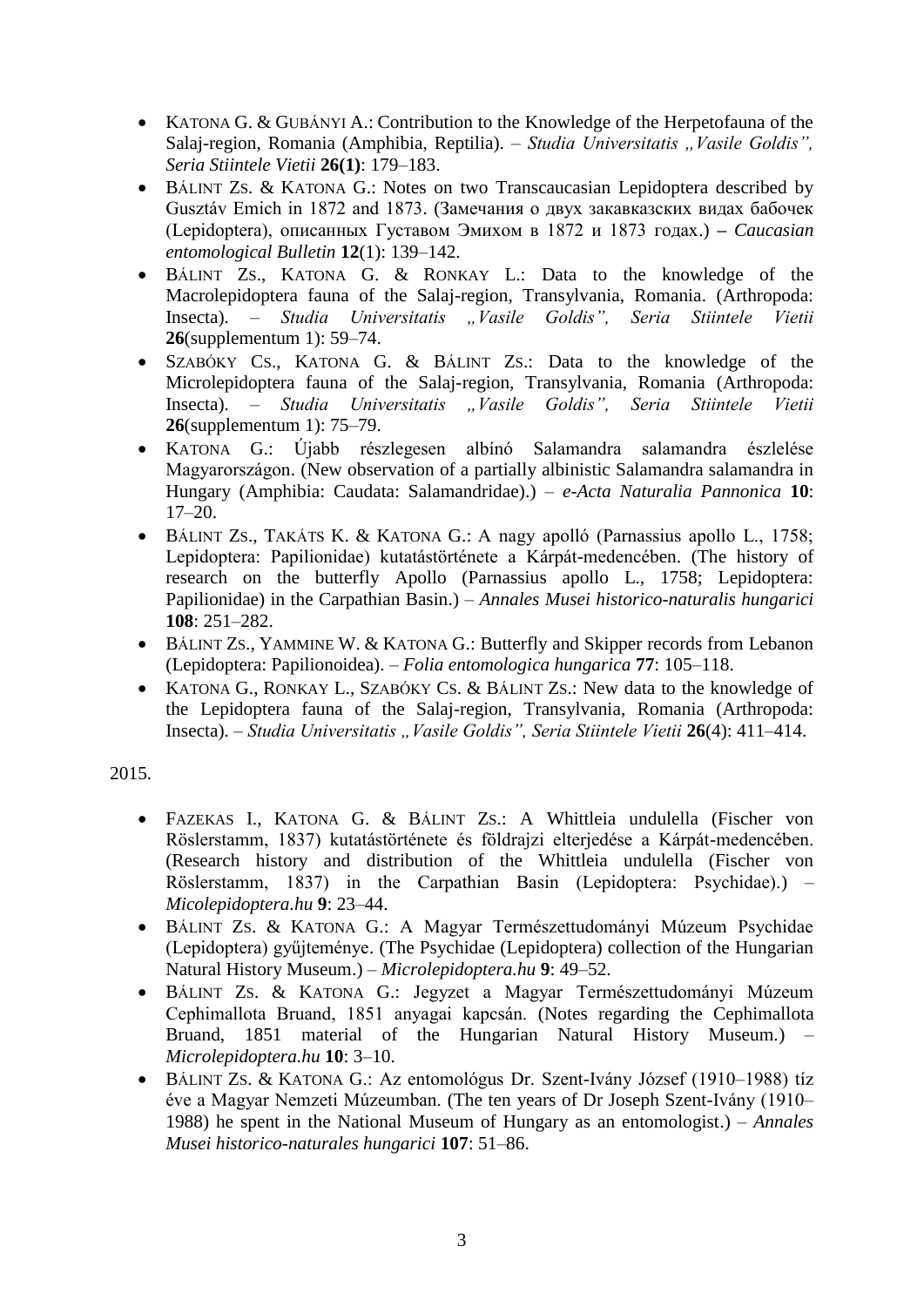- Katona G. & Gubányi A.: Contribution to the Knowledge of the Herpetofauna of the Salaj-region, Romania (Amphibia, Reptilia). – *Studia Universitatis „Vasile Goldis", Seria Stiintele Vietii* **26(1)**: 179–183.
- Bálint Zs. & Katona G.: Notes on two Transcaucasian Lepidoptera described by Gusztáv Emich in 1872 and 1873. (Замечания о двух закавказских видах бабочек (Lepidoptera), описанных Густавом Эмихом в 1872 и 1873 годах.) – *Caucasian entomological Bulletin* **12**(1): 139–142.
- Bálint Zs., Katona G. & Ronkay L.: Data to the knowledge of the Macrolepidoptera fauna of the Salaj-region, Transylvania, Romania. (Arthropoda: Insecta). – *Studia Universitatis „Vasile Goldis", Seria Stiintele Vietii* **26**(supplementum 1): 59–74.
- Szabóky Cs., Katona G. & Bálint Zs.: Data to the knowledge of the Microlepidoptera fauna of the Salaj-region, Transylvania, Romania (Arthropoda: Insecta). – *Studia Universitatis „Vasile Goldis", Seria Stiintele Vietii* **26**(supplementum 1): 75–79.
- Katona G.: Újabb részlegesen albínó Salamandra salamandra észlelése Magyarországon. (New observation of a partially albinistic Salamandra salamandra in Hungary (Amphibia: Caudata: Salamandridae).) – *e-Acta Naturalia Pannonica* **10**: 17–20.
- Bálint Zs., Takáts K. & Katona G.: A nagy apolló (Parnassius apollo L., 1758; Lepidoptera: Papilionidae) kutatástörténete a Kárpát-medencében. (The history of research on the butterfly Apollo (Parnassius apollo L., 1758; Lepidoptera: Papilionidae) in the Carpathian Basin.) – *Annales Musei historico-naturalis hungarici* **108**: 251–282.
- Bálint Zs., Yammine W. & Katona G.: Butterfly and Skipper records from Lebanon (Lepidoptera: Papilionoidea). – *Folia entomologica hungarica* **77**: 105–118.
- Katona G., Ronkay L., Szabóky Cs. & Bálint Zs.: New data to the knowledge of the Lepidoptera fauna of the Salaj-region, Transylvania, Romania (Arthropoda: Insecta). – *Studia Universitatis „Vasile Goldis", Seria Stiintele Vietii* **26**(4): 411–414.

2015.

- Fazekas I., Katona G. & Bálint Zs.: A Whittleia undulella (Fischer von Röslerstamm, 1837) kutatástörténete és földrajzi elterjedése a Kárpát-medencében. (Research history and distribution of the Whittleia undulella (Fischer von Röslerstamm, 1837) in the Carpathian Basin (Lepidoptera: Psychidae).) – *Micolepidoptera.hu* **9**: 23–44.
- Bálint Zs. & Katona G.: A Magyar Természettudományi Múzeum Psychidae (Lepidoptera) gyűjteménye. (The Psychidae (Lepidoptera) collection of the Hungarian Natural History Museum.) – *Microlepidoptera.hu* **9**: 49–52.
- Bálint Zs. & Katona G.: Jegyzet a Magyar Természettudományi Múzeum Cephimallota Bruand, 1851 anyagai kapcsán. (Notes regarding the Cephimallota Bruand, 1851 material of the Hungarian Natural History Museum.) – *Microlepidoptera.hu* **10**: 3–10.
- Bálint Zs. & Katona G.: Az entomológus Dr. Szent-Ivány József (1910–1988) tíz éve a Magyar Nemzeti Múzeumban. (The ten years of Dr Joseph Szent-Ivány (1910–1988) he spent in the National Museum of Hungary as an entomologist.) – *Annales Musei historico-naturales hungarici* **107**: 51–86.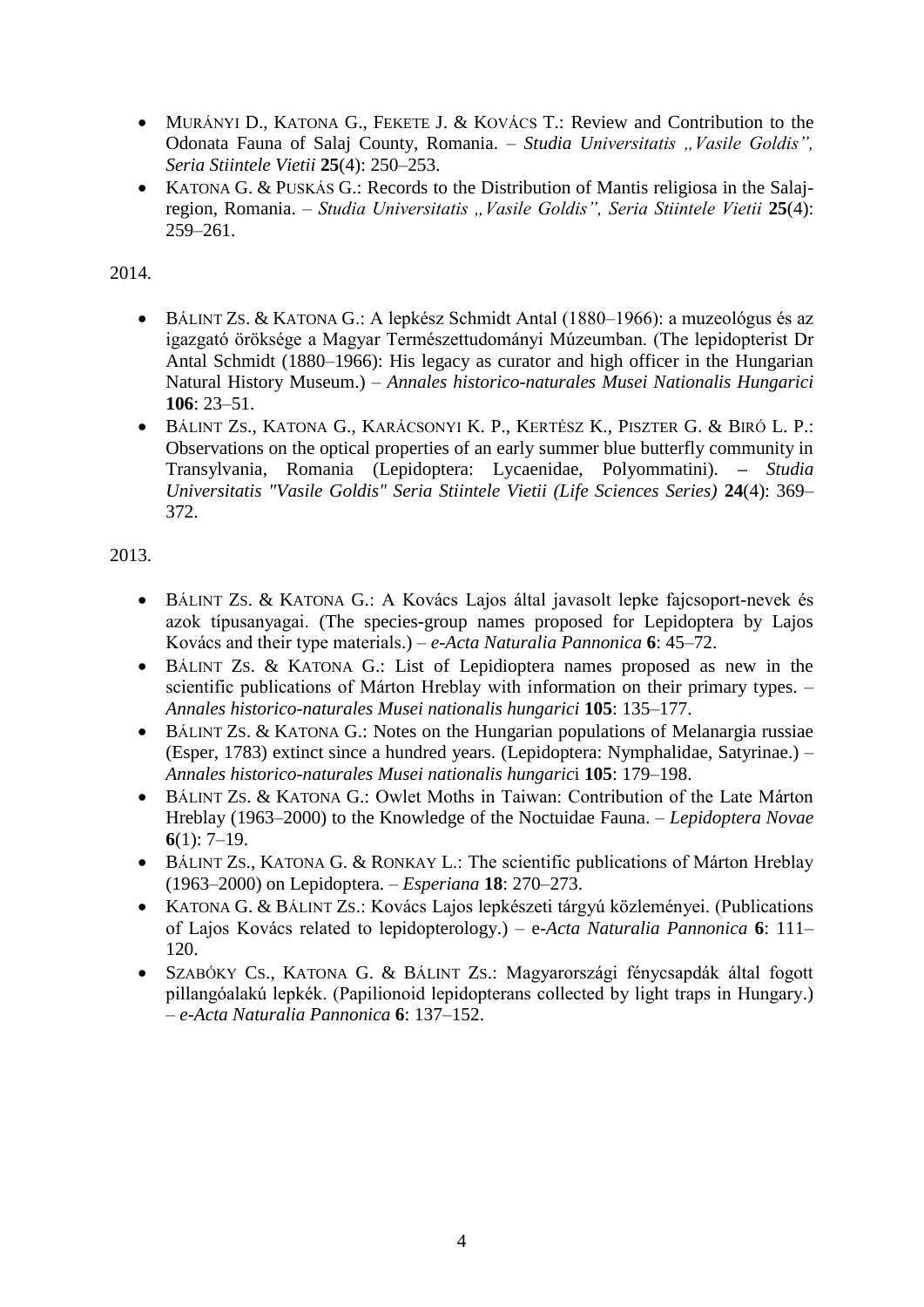- MURÁNYI D., KATONA G., FEKETE J. & KOVÁCS T.: Review and Contribution to the Odonata Fauna of Salaj County, Romania. – *Studia Universitatis „Vasile Goldis", Seria Stiintele Vietii* **25**(4): 250–253.
- KATONA G. & PUSKÁS G.: Records to the Distribution of Mantis religiosa in the Salaj-region, Romania. – *Studia Universitatis „Vasile Goldis", Seria Stiintele Vietii* **25**(4): 259–261.

2014.

- BÁLINT ZS. & KATONA G.: A lepkész Schmidt Antal (1880–1966): a muzeológus és az igazgató öröksége a Magyar Természettudományi Múzeumban. (The lepidopterist Dr Antal Schmidt (1880–1966): His legacy as curator and high officer in the Hungarian Natural History Museum.) – *Annales historico-naturales Musei Nationalis Hungarici* **106**: 23–51.
- BÁLINT ZS., KATONA G., KARÁCSONYI K. P., KERTÉSZ K., PISZTER G. & BIRÓ L. P.: Observations on the optical properties of an early summer blue butterfly community in Transylvania, Romania (Lepidoptera: Lycaenidae, Polyommatini). – *Studia Universitatis "Vasile Goldis" Seria Stiintele Vietii (Life Sciences Series)* **24**(4): 369–372.

2013.

- BÁLINT ZS. & KATONA G.: A Kovács Lajos által javasolt lepke fajcsoport-nevek és azok típusanyagai. (The species-group names proposed for Lepidoptera by Lajos Kovács and their type materials.) – *e-Acta Naturalia Pannonica* **6**: 45–72.
- BÁLINT ZS. & KATONA G.: List of Lepidioptera names proposed as new in the scientific publications of Márton Hreblay with information on their primary types. – *Annales historico-naturales Musei nationalis hungarici* **105**: 135–177.
- BÁLINT ZS. & KATONA G.: Notes on the Hungarian populations of Melanargia russiae (Esper, 1783) extinct since a hundred years. (Lepidoptera: Nymphalidae, Satyrinae.) – *Annales historico-naturales Musei nationalis hungarici* **105**: 179–198.
- BÁLINT ZS. & KATONA G.: Owlet Moths in Taiwan: Contribution of the Late Márton Hreblay (1963–2000) to the Knowledge of the Noctuidae Fauna. – *Lepidoptera Novae* **6**(1): 7–19.
- BÁLINT ZS., KATONA G. & RONKAY L.: The scientific publications of Márton Hreblay (1963–2000) on Lepidoptera. – *Esperiana* **18**: 270–273.
- KATONA G. & BÁLINT ZS.: Kovács Lajos lepkészeti tárgyú közleményei. (Publications of Lajos Kovács related to lepidopterology.) – e-*Acta Naturalia Pannonica* **6**: 111–120.
- SZABÓKY CS., KATONA G. & BÁLINT ZS.: Magyarországi fénycsapdák által fogott pillangóalakú lepkék. (Papilionoid lepidopterans collected by light traps in Hungary.) – *e-Acta Naturalia Pannonica* **6**: 137–152.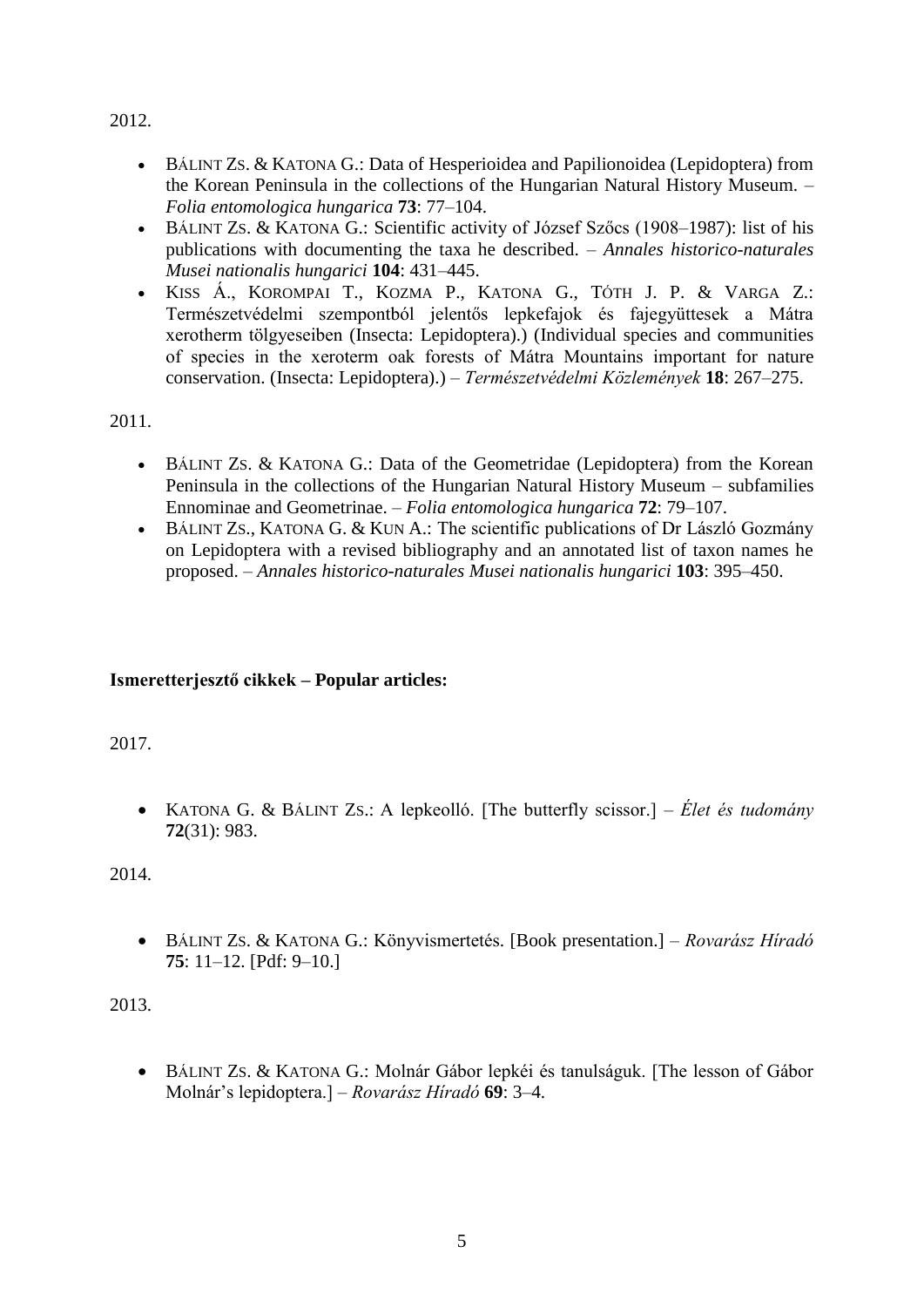2012.

- BÁLINT ZS. & KATONA G.: Data of Hesperioidea and Papilionoidea (Lepidoptera) from the Korean Peninsula in the collections of the Hungarian Natural History Museum. – *Folia entomologica hungarica* **73**: 77–104.
- BÁLINT ZS. & KATONA G.: Scientific activity of József Szőcs (1908–1987): list of his publications with documenting the taxa he described. – *Annales historico-naturales Musei nationalis hungarici* **104**: 431–445.
- KISS Á., KOROMPAI T., KOZMA P., KATONA G., TÓTH J. P. & VARGA Z.: Természetvédelmi szempontból jelentős lepkefajok és fajegyüttesek a Mátra xerotherm tölgyeseiben (Insecta: Lepidoptera).) (Individual species and communities of species in the xeroterm oak forests of Mátra Mountains important for nature conservation. (Insecta: Lepidoptera).) – *Természetvédelmi Közlemények* **18**: 267–275.

2011.

- BÁLINT ZS. & KATONA G.: Data of the Geometridae (Lepidoptera) from the Korean Peninsula in the collections of the Hungarian Natural History Museum – subfamilies Ennominae and Geometrinae. – *Folia entomologica hungarica* **72**: 79–107.
- BÁLINT ZS., KATONA G. & KUN A.: The scientific publications of Dr László Gozmány on Lepidoptera with a revised bibliography and an annotated list of taxon names he proposed. – *Annales historico-naturales Musei nationalis hungarici* **103**: 395–450.

**Ismeretterjesztő cikkek – Popular articles:**

2017.

- KATONA G. & BÁLINT ZS.: A lepkeolló. [The butterfly scissor.] – *Élet és tudomány* **72**(31): 983.

2014.

- BÁLINT ZS. & KATONA G.: Könyvismertetés. [Book presentation.] – *Rovarász Híradó* **75**: 11–12. [Pdf: 9–10.]

2013.

- BÁLINT ZS. & KATONA G.: Molnár Gábor lepkéi és tanulságuk. [The lesson of Gábor Molnár's lepidoptera.] – *Rovarász Híradó* **69**: 3–4.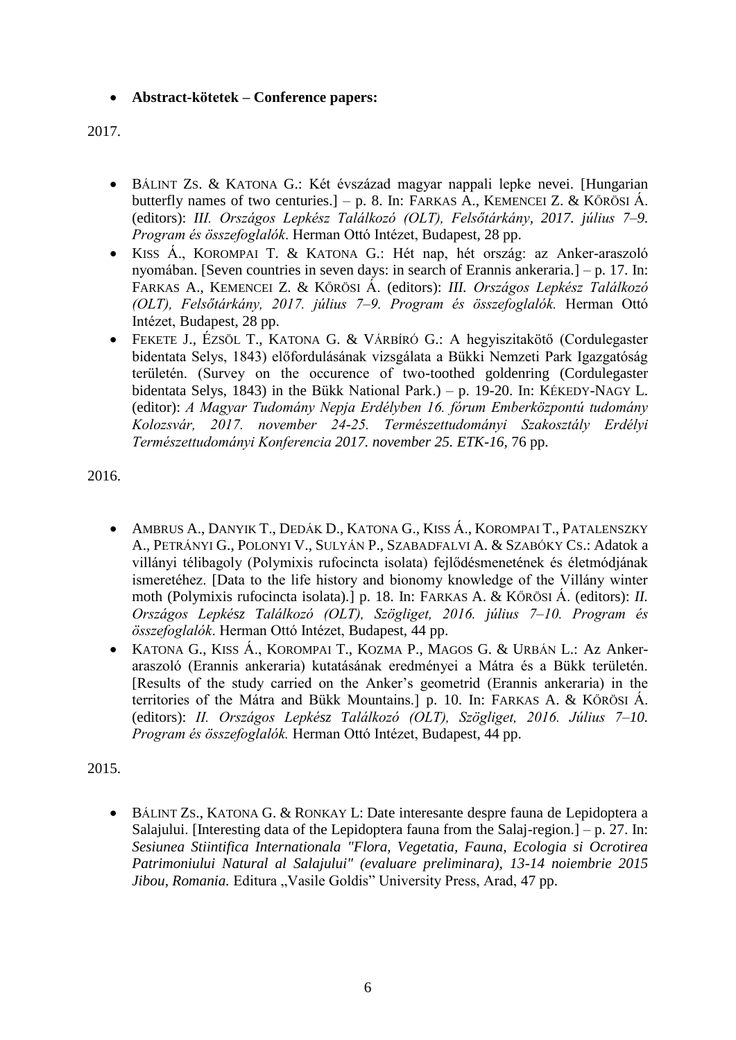- **Abstract-kötetek – Conference papers:**

2017.

- BÁLINT ZS. & KATONA G.: Két évszázad magyar nappali lepke nevei. [Hungarian butterfly names of two centuries.] – p. 8. In: FARKAS A., KEMENCEI Z. & KŐRÖSI Á. (editors): *III. Országos Lepkész Találkozó (OLT), Felsőtárkány, 2017. július 7–9. Program és összefoglalók*. Herman Ottó Intézet, Budapest, 28 pp.
- KISS Á., KOROMPAI T. & KATONA G.: Hét nap, hét ország: az Anker-araszoló nyomában. [Seven countries in seven days: in search of Erannis ankeraria.] – p. 17. In: FARKAS A., KEMENCEI Z. & KŐRÖSI Á. (editors): *III. Országos Lepkész Találkozó (OLT), Felsőtárkány, 2017. július 7–9. Program és összefoglalók.* Herman Ottó Intézet, Budapest, 28 pp.
- FEKETE J., ÉZSÖL T., KATONA G. & VÁRBÍRÓ G.: A hegyiszitakötő (Cordulegaster bidentata Selys, 1843) előfordulásának vizsgálata a Bükki Nemzeti Park Igazgatóság területén. (Survey on the occurence of two-toothed goldenring (Cordulegaster bidentata Selys, 1843) in the Bükk National Park.) – p. 19-20. In: KÉKEDY-NAGY L. (editor): *A Magyar Tudomány Nepja Erdélyben 16. fórum Emberközpontú tudomány Kolozsvár, 2017. november 24-25. Természettudományi Szakosztály Erdélyi Természettudományi Konferencia 2017. november 25. ETK-16,* 76 pp.

2016.

- AMBRUS A., DANYIK T., DEDÁK D., KATONA G., KISS Á., KOROMPAI T., PATALENSZKY A., PETRÁNYI G., POLONYI V., SULYÁN P., SZABADFALVI A. & SZABÓKY CS.: Adatok a villányi télibagoly (Polymixis rufocincta isolata) fejlődésmenetének és életmódjának ismeretéhez. [Data to the life history and bionomy knowledge of the Villány winter moth (Polymixis rufocincta isolata).] p. 18. In: FARKAS A. & KŐRÖSI Á. (editors): *II. Országos Lepkész Találkozó (OLT), Szögliget, 2016. július 7–10. Program és összefoglalók*. Herman Ottó Intézet, Budapest, 44 pp.
- KATONA G., KISS Á., KOROMPAI T., KOZMA P., MAGOS G. & URBÁN L.: Az Anker-araszoló (Erannis ankeraria) kutatásának eredményei a Mátra és a Bükk területén. [Results of the study carried on the Anker's geometrid (Erannis ankeraria) in the territories of the Mátra and Bükk Mountains.] p. 10. In: FARKAS A. & KŐRÖSI Á. (editors): *II. Országos Lepkész Találkozó (OLT), Szögliget, 2016. Július 7–10. Program és összefoglalók.* Herman Ottó Intézet, Budapest, 44 pp.

2015.

- BÁLINT ZS., KATONA G. & RONKAY L: Date interesante despre fauna de Lepidoptera a Salajului. [Interesting data of the Lepidoptera fauna from the Salaj-region.] – p. 27. In: *Sesiunea Stiintifica Internationala "Flora, Vegetatia, Fauna, Ecologia si Ocrotirea Patrimoniului Natural al Salajului" (evaluare preliminara), 13-14 noiembrie 2015 Jibou, Romania.* Editura „Vasile Goldis" University Press, Arad, 47 pp.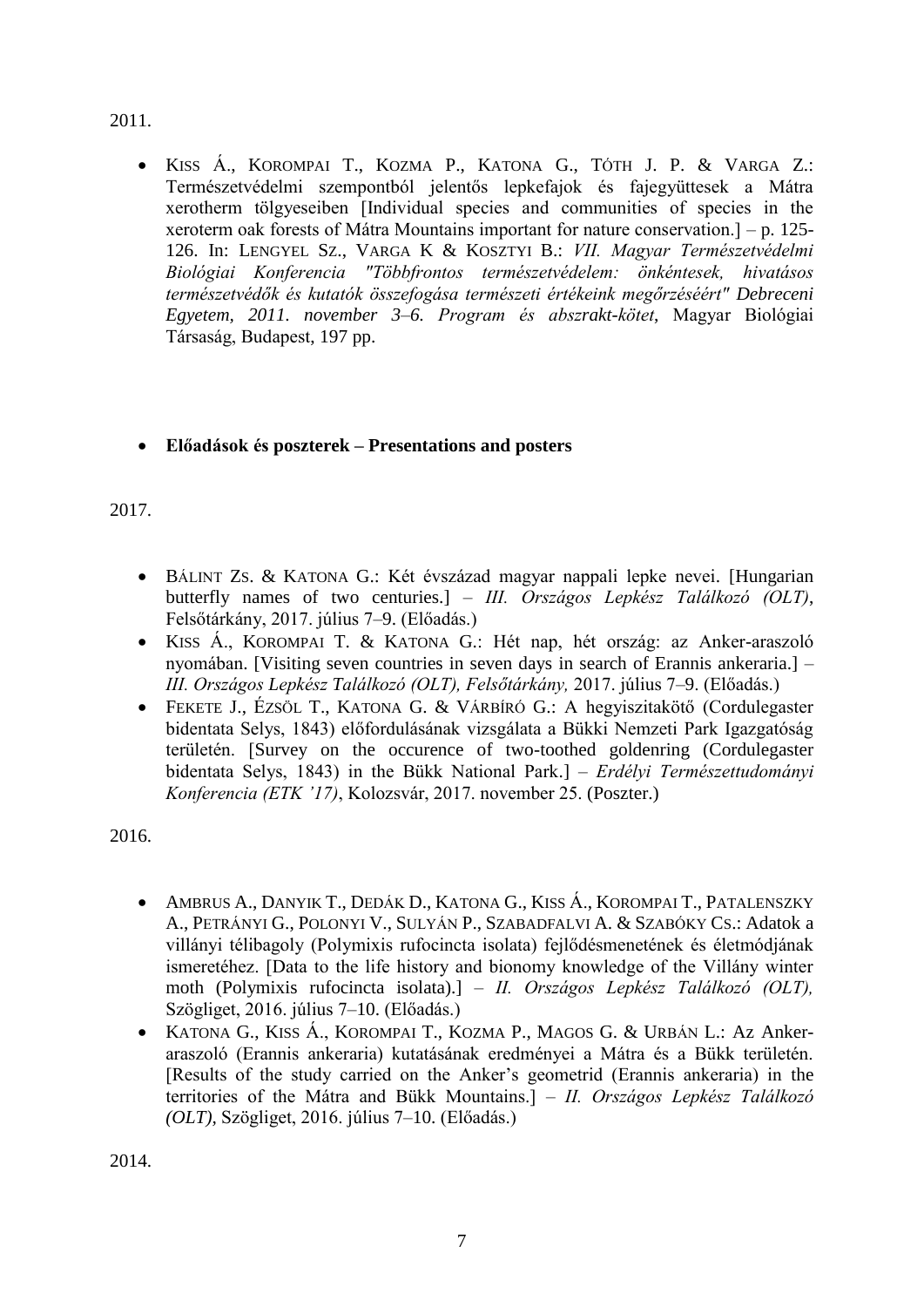2011.

- KISS Á., KOROMPAI T., KOZMA P., KATONA G., TÓTH J. P. & VARGA Z.: Természetvédelmi szempontból jelentős lepkefajok és fajegyüttesek a Mátra xerotherm tölgyeseiben [Individual species and communities of species in the xeroterm oak forests of Mátra Mountains important for nature conservation.] – p. 125-126. In: LENGYEL SZ., VARGA K & KOSZTYI B.: *VII. Magyar Természetvédelmi Biológiai Konferencia "Többfrontos természetvédelem: önkéntesek, hivatásos természetvédők és kutatók összefogása természeti értékeink megőrzéséért" Debreceni Egyetem, 2011. november 3–6. Program és abszrakt-kötet*, Magyar Biológiai Társaság, Budapest, 197 pp.

- **Előadások és poszterek – Presentations and posters**

2017.

- BÁLINT ZS. & KATONA G.: Két évszázad magyar nappali lepke nevei. [Hungarian butterfly names of two centuries.] – *III. Országos Lepkész Találkozó (OLT)*, Felsőtárkány, 2017. július 7–9. (Előadás.)
- KISS Á., KOROMPAI T. & KATONA G.: Hét nap, hét ország: az Anker-araszoló nyomában. [Visiting seven countries in seven days in search of Erannis ankeraria.] – *III. Országos Lepkész Találkozó (OLT), Felsőtárkány,* 2017. július 7–9. (Előadás.)
- FEKETE J., ÉZSÖL T., KATONA G. & VÁRBÍRÓ G.: A hegyiszitakötő (Cordulegaster bidentata Selys, 1843) előfordulásának vizsgálata a Bükki Nemzeti Park Igazgatóság területén. [Survey on the occurence of two-toothed goldenring (Cordulegaster bidentata Selys, 1843) in the Bükk National Park.] – *Erdélyi Természettudományi Konferencia (ETK '17)*, Kolozsvár, 2017. november 25. (Poszter.)

2016.

- AMBRUS A., DANYIK T., DEDÁK D., KATONA G., KISS Á., KOROMPAI T., PATALENSZKY A., PETRÁNYI G., POLONYI V., SULYÁN P., SZABADFALVI A. & SZABÓKY CS.: Adatok a villányi télibagoly (Polymixis rufocincta isolata) fejlődésmenetének és életmódjának ismeretéhez. [Data to the life history and bionomy knowledge of the Villány winter moth (Polymixis rufocincta isolata).] – *II. Országos Lepkész Találkozó (OLT),* Szögliget, 2016. július 7–10. (Előadás.)
- KATONA G., KISS Á., KOROMPAI T., KOZMA P., MAGOS G. & URBÁN L.: Az Anker-araszoló (Erannis ankeraria) kutatásának eredményei a Mátra és a Bükk területén. [Results of the study carried on the Anker's geometrid (Erannis ankeraria) in the territories of the Mátra and Bükk Mountains.] – *II. Országos Lepkész Találkozó (OLT),* Szögliget, 2016. július 7–10. (Előadás.)

2014.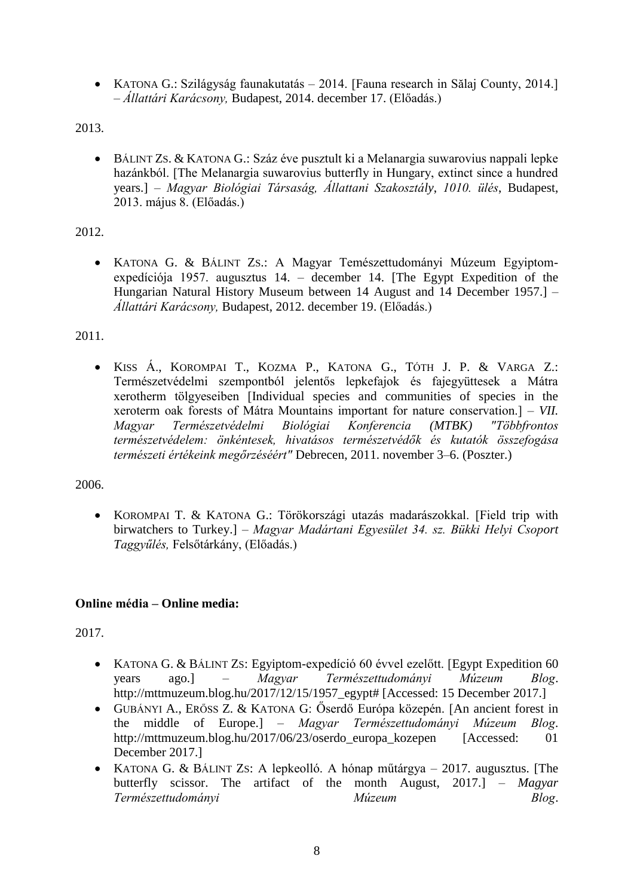- KATONA G.: Szilágyság faunakutatás – 2014. [Fauna research in Sălaj County, 2014.] – *Állattári Karácsony,* Budapest, 2014. december 17. (Előadás.)

2013.

- BÁLINT ZS. & KATONA G.: Száz éve pusztult ki a Melanargia suwarovius nappali lepke hazánkból. [The Melanargia suwarovius butterfly in Hungary, extinct since a hundred years.] – *Magyar Biológiai Társaság, Állattani Szakosztály*, *1010. ülés*, Budapest, 2013. május 8. (Előadás.)

2012.

- KATONA G. & BÁLINT ZS.: A Magyar Temészettudományi Múzeum Egyiptom-expedíciója 1957. augusztus 14. – december 14. [The Egypt Expedition of the Hungarian Natural History Museum between 14 August and 14 December 1957.] – *Állattári Karácsony,* Budapest, 2012. december 19. (Előadás.)

2011.

- KISS Á., KOROMPAI T., KOZMA P., KATONA G., TÓTH J. P. & VARGA Z.: Természetvédelmi szempontból jelentős lepkefajok és fajegyüttesek a Mátra xerotherm tölgyeseiben [Individual species and communities of species in the xeroterm oak forests of Mátra Mountains important for nature conservation.] – *VII. Magyar Természetvédelmi Biológiai Konferencia (MTBK) "Többfrontos természetvédelem: önkéntesek, hivatásos természetvédők és kutatók összefogása természeti értékeink megőrzéséért"* Debrecen, 2011. november 3–6. (Poszter.)

2006.

- KOROMPAI T. & KATONA G.: Törökországi utazás madarászokkal. [Field trip with birwatchers to Turkey.] – *Magyar Madártani Egyesület 34. sz. Bükki Helyi Csoport Taggyűlés,* Felsőtárkány, (Előadás.)

**Online média – Online media:**

2017.

- KATONA G. & BÁLINT ZS: Egyiptom-expedíció 60 évvel ezelőtt. [Egypt Expedition 60 years ago.] – *Magyar Természettudományi Múzeum Blog*. http://mttmuzeum.blog.hu/2017/12/15/1957_egypt# [Accessed: 15 December 2017.]
- GUBÁNYI A., ERŐSS Z. & KATONA G: Őserdő Európa közepén. [An ancient forest in the middle of Europe.] – *Magyar Természettudományi Múzeum Blog*. http://mttmuzeum.blog.hu/2017/06/23/oserdo_europa_kozepen [Accessed: 01 December 2017.]
- KATONA G. & BÁLINT ZS: A lepkeolló. A hónap műtárgya – 2017. augusztus. [The butterfly scissor. The artifact of the month August, 2017.] – *Magyar Természettudományi Múzeum Blog*.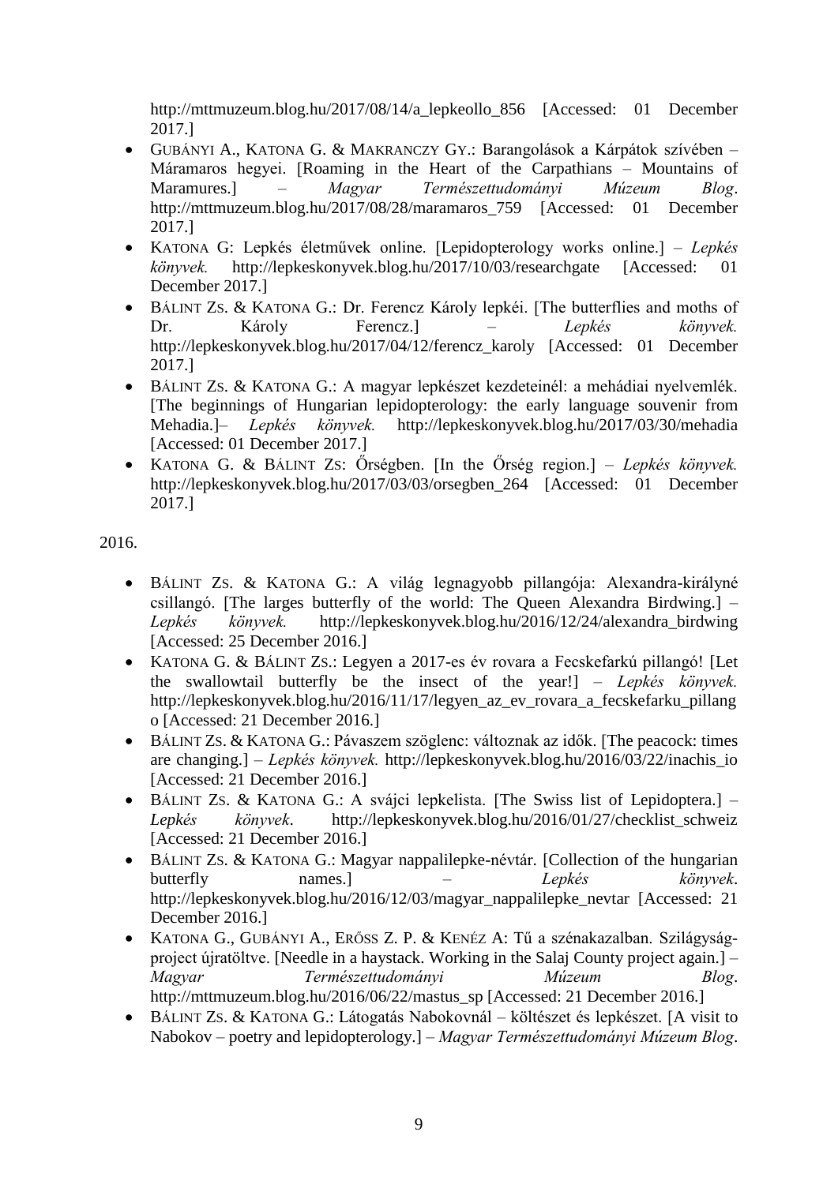http://mttmuzeum.blog.hu/2017/08/14/a_lepkeollo_856 [Accessed: 01 December 2017.]

- GUBÁNYI A., KATONA G. & MAKRANCZY GY.: Barangolások a Kárpátok szívében – Máramaros hegyei. [Roaming in the Heart of the Carpathians – Mountains of Maramures.] – *Magyar Természettudományi Múzeum Blog*. http://mttmuzeum.blog.hu/2017/08/28/maramaros_759 [Accessed: 01 December 2017.]
- KATONA G: Lepkés életművek online. [Lepidopterology works online.] – *Lepkés könyvek.* http://lepkeskonyvek.blog.hu/2017/10/03/researchgate [Accessed: 01 December 2017.]
- BÁLINT ZS. & KATONA G.: Dr. Ferencz Károly lepkéi. [The butterflies and moths of Dr. Károly Ferencz.] – *Lepkés könyvek.* http://lepkeskonyvek.blog.hu/2017/04/12/ferencz_karoly [Accessed: 01 December 2017.]
- BÁLINT ZS. & KATONA G.: A magyar lepkészet kezdeteinél: a mehádiai nyelvemlék. [The beginnings of Hungarian lepidopterology: the early language souvenir from Mehadia.]– *Lepkés könyvek.* http://lepkeskonyvek.blog.hu/2017/03/30/mehadia [Accessed: 01 December 2017.]
- KATONA G. & BÁLINT ZS: Őrségben. [In the Őrség region.] – *Lepkés könyvek.* http://lepkeskonyvek.blog.hu/2017/03/03/orsegben_264 [Accessed: 01 December 2017.]

2016.

- BÁLINT ZS. & KATONA G.: A világ legnagyobb pillangója: Alexandra-királyné csillangó. [The larges butterfly of the world: The Queen Alexandra Birdwing.] – *Lepkés könyvek.* http://lepkeskonyvek.blog.hu/2016/12/24/alexandra_birdwing [Accessed: 25 December 2016.]
- KATONA G. & BÁLINT ZS.: Legyen a 2017-es év rovara a Fecskefarkú pillangó! [Let the swallowtail butterfly be the insect of the year!] – *Lepkés könyvek.* http://lepkeskonyvek.blog.hu/2016/11/17/legyen_az_ev_rovara_a_fecskefarku_pillango [Accessed: 21 December 2016.]
- BÁLINT ZS. & KATONA G.: Pávaszem szöglenc: változnak az idők. [The peacock: times are changing.] – *Lepkés könyvek.* http://lepkeskonyvek.blog.hu/2016/03/22/inachis_io [Accessed: 21 December 2016.]
- BÁLINT ZS. & KATONA G.: A svájci lepkelista. [The Swiss list of Lepidoptera.] – *Lepkés könyvek*. http://lepkeskonyvek.blog.hu/2016/01/27/checklist_schweiz [Accessed: 21 December 2016.]
- BÁLINT ZS. & KATONA G.: Magyar nappalilepke-névtár. [Collection of the hungarian butterfly names.] – *Lepkés könyvek*. http://lepkeskonyvek.blog.hu/2016/12/03/magyar_nappalilepke_nevtar [Accessed: 21 December 2016.]
- KATONA G., GUBÁNYI A., ERŐSS Z. P. & KENÉZ A: Tű a szénakazalban. Szilágyság-project újratöltve. [Needle in a haystack. Working in the Salaj County project again.] – *Magyar Természettudományi Múzeum Blog*. http://mttmuzeum.blog.hu/2016/06/22/mastus_sp [Accessed: 21 December 2016.]
- BÁLINT ZS. & KATONA G.: Látogatás Nabokovnál – költészet és lepkészet. [A visit to Nabokov – poetry and lepidopterology.] – *Magyar Természettudományi Múzeum Blog*.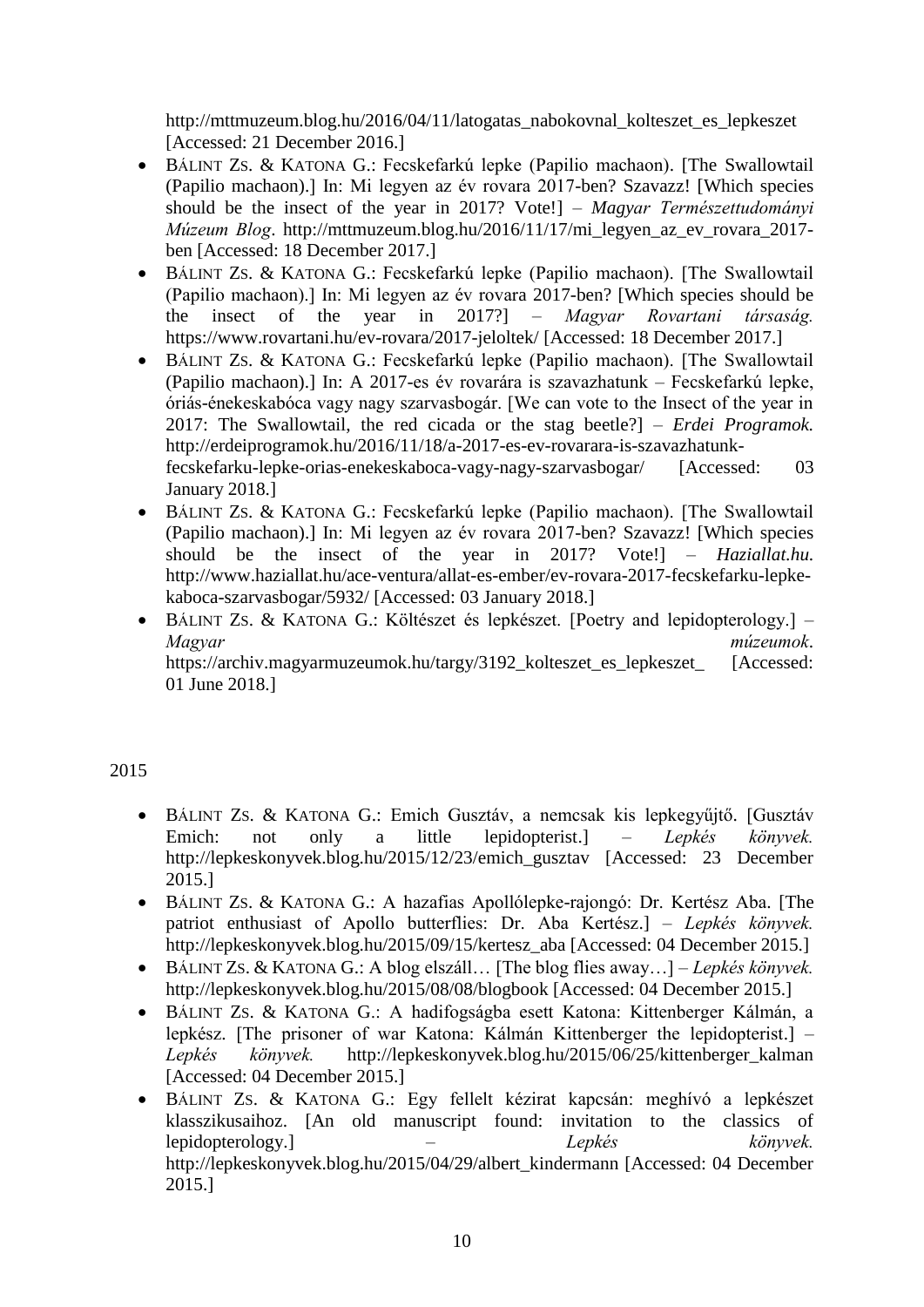http://mttmuzeum.blog.hu/2016/04/11/latogatas_nabokovnal_kolteszet_es_lepkeszet [Accessed: 21 December 2016.]

- BÁLINT ZS. & KATONA G.: Fecskefarkú lepke (Papilio machaon). [The Swallowtail (Papilio machaon).] In: Mi legyen az év rovara 2017-ben? Szavazz! [Which species should be the insect of the year in 2017? Vote!] – *Magyar Természettudományi Múzeum Blog*. http://mttmuzeum.blog.hu/2016/11/17/mi_legyen_az_ev_rovara_2017-ben [Accessed: 18 December 2017.]
- BÁLINT ZS. & KATONA G.: Fecskefarkú lepke (Papilio machaon). [The Swallowtail (Papilio machaon).] In: Mi legyen az év rovara 2017-ben? [Which species should be the insect of the year in 2017?] – *Magyar Rovartani társaság.* https://www.rovartani.hu/ev-rovara/2017-jeloltek/ [Accessed: 18 December 2017.]
- BÁLINT ZS. & KATONA G.: Fecskefarkú lepke (Papilio machaon). [The Swallowtail (Papilio machaon).] In: A 2017-es év rovarára is szavazhatunk – Fecskefarkú lepke, óriás-énekeskabóca vagy nagy szarvasbogár. [We can vote to the Insect of the year in 2017: The Swallowtail, the red cicada or the stag beetle?] – *Erdei Programok.* http://erdeiprogramok.hu/2016/11/18/a-2017-es-ev-rovarara-is-szavazhatunk-fecskefarku-lepke-orias-enekeskaboca-vagy-nagy-szarvasbogar/ [Accessed: 03 January 2018.]
- BÁLINT ZS. & KATONA G.: Fecskefarkú lepke (Papilio machaon). [The Swallowtail (Papilio machaon).] In: Mi legyen az év rovara 2017-ben? Szavazz! [Which species should be the insect of the year in 2017? Vote!] – *Haziallat.hu.* http://www.haziallat.hu/ace-ventura/allat-es-ember/ev-rovara-2017-fecskefarku-lepke-kaboca-szarvasbogar/5932/ [Accessed: 03 January 2018.]
- BÁLINT ZS. & KATONA G.: Költészet és lepkészet. [Poetry and lepidopterology.] – *Magyar múzeumok*. https://archiv.magyarmuzeumok.hu/targy/3192_kolteszet_es_lepkeszet_ [Accessed: 01 June 2018.]

2015

- BÁLINT ZS. & KATONA G.: Emich Gusztáv, a nemcsak kis lepkegyűjtő. [Gusztáv Emich: not only a little lepidopterist.] – *Lepkés könyvek.* http://lepkeskonyvek.blog.hu/2015/12/23/emich_gusztav [Accessed: 23 December 2015.]
- BÁLINT ZS. & KATONA G.: A hazafias Apollólepke-rajongó: Dr. Kertész Aba. [The patriot enthusiast of Apollo butterflies: Dr. Aba Kertész.] – *Lepkés könyvek.* http://lepkeskonyvek.blog.hu/2015/09/15/kertesz_aba [Accessed: 04 December 2015.]
- BÁLINT ZS. & KATONA G.: A blog elszáll… [The blog flies away…] – *Lepkés könyvek.* http://lepkeskonyvek.blog.hu/2015/08/08/blogbook [Accessed: 04 December 2015.]
- BÁLINT ZS. & KATONA G.: A hadifogságba esett Katona: Kittenberger Kálmán, a lepkész. [The prisoner of war Katona: Kálmán Kittenberger the lepidopterist.] – *Lepkés könyvek.* http://lepkeskonyvek.blog.hu/2015/06/25/kittenberger_kalman [Accessed: 04 December 2015.]
- BÁLINT ZS. & KATONA G.: Egy fellelt kézirat kapcsán: meghívó a lepkészet klasszikusaihoz. [An old manuscript found: invitation to the classics of lepidopterology.] – *Lepkés könyvek.* http://lepkeskonyvek.blog.hu/2015/04/29/albert_kindermann [Accessed: 04 December 2015.]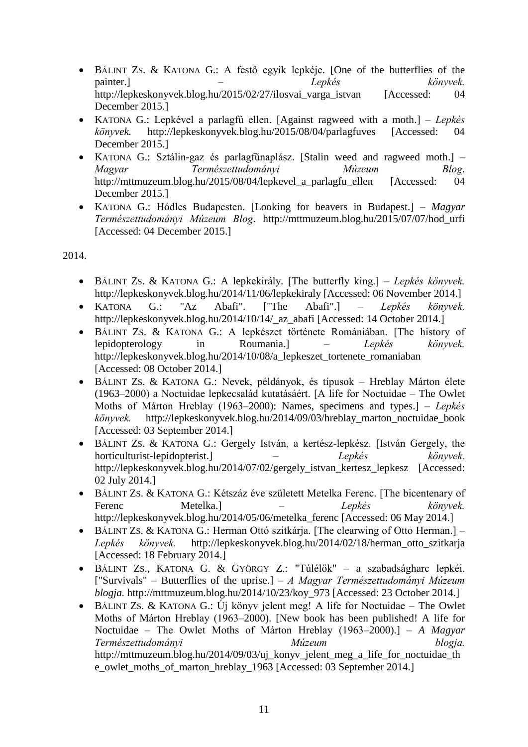- BÁLINT ZS. & KATONA G.: A festő egyik lepkéje. [One of the butterflies of the painter.] – *Lepkés könyvek.* http://lepkeskonyvek.blog.hu/2015/02/27/ilosvai_varga_istvan [Accessed: 04 December 2015.]
- KATONA G.: Lepkével a parlagfű ellen. [Against ragweed with a moth.] – *Lepkés könyvek.* http://lepkeskonyvek.blog.hu/2015/08/04/parlagfuves [Accessed: 04 December 2015.]
- KATONA G.: Sztálin-gaz és parlagfűnaplász. [Stalin weed and ragweed moth.] – *Magyar Természettudományi Múzeum Blog*. http://mttmuzeum.blog.hu/2015/08/04/lepkevel_a_parlagfu_ellen [Accessed: 04 December 2015.]
- KATONA G.: Hódles Budapesten. [Looking for beavers in Budapest.] – *Magyar Természettudományi Múzeum Blog*. http://mttmuzeum.blog.hu/2015/07/07/hod_urfi [Accessed: 04 December 2015.]

2014.

- BÁLINT ZS. & KATONA G.: A lepkekirály. [The butterfly king.] – *Lepkés könyvek.* http://lepkeskonyvek.blog.hu/2014/11/06/lepkekiraly [Accessed: 06 November 2014.]
- KATONA G.: "Az Abafi". ["The Abafi".] – *Lepkés könyvek.* http://lepkeskonyvek.blog.hu/2014/10/14/_az_abafi [Accessed: 14 October 2014.]
- BÁLINT ZS. & KATONA G.: A lepkészet története Romániában. [The history of lepidopterology in Roumania.] – *Lepkés könyvek.* http://lepkeskonyvek.blog.hu/2014/10/08/a_lepkeszet_tortenete_romaniaban [Accessed: 08 October 2014.]
- BÁLINT ZS. & KATONA G.: Nevek, példányok, és típusok – Hreblay Márton élete (1963–2000) a Noctuidae lepkecsalád kutatásáért. [A life for Noctuidae – The Owlet Moths of Márton Hreblay (1963–2000): Names, specimens and types.] – *Lepkés könyvek.* http://lepkeskonyvek.blog.hu/2014/09/03/hreblay_marton_noctuidae_book [Accessed: 03 September 2014.]
- BÁLINT ZS. & KATONA G.: Gergely István, a kertész-lepkész. [István Gergely, the horticulturist-lepidopterist.] – *Lepkés könyvek.* http://lepkeskonyvek.blog.hu/2014/07/02/gergely_istvan_kertesz_lepkesz [Accessed: 02 July 2014.]
- BÁLINT ZS. & KATONA G.: Kétszáz éve született Metelka Ferenc. [The bicentenary of Ferenc Metelka.] – *Lepkés könyvek.* http://lepkeskonyvek.blog.hu/2014/05/06/metelka_ferenc [Accessed: 06 May 2014.]
- BÁLINT ZS. & KATONA G.: Herman Ottó szitkárja. [The clearwing of Otto Herman.] – *Lepkés könyvek.* http://lepkeskonyvek.blog.hu/2014/02/18/herman_otto_szitkarja [Accessed: 18 February 2014.]
- BÁLINT ZS., KATONA G. & GYÖRGY Z.: "Túlélők" – a szabadságharc lepkéi. ["Survivals" – Butterflies of the uprise.] – *A Magyar Természettudományi Múzeum blogja.* http://mttmuzeum.blog.hu/2014/10/23/koy_973 [Accessed: 23 October 2014.]
- BÁLINT ZS. & KATONA G.: Új könyv jelent meg! A life for Noctuidae – The Owlet Moths of Márton Hreblay (1963–2000). [New book has been published! A life for Noctuidae – The Owlet Moths of Márton Hreblay (1963–2000).] – *A Magyar Természettudományi Múzeum blogja.* http://mttmuzeum.blog.hu/2014/09/03/uj_konyv_jelent_meg_a_life_for_noctuidae_the_owlet_moths_of_marton_hreblay_1963 [Accessed: 03 September 2014.]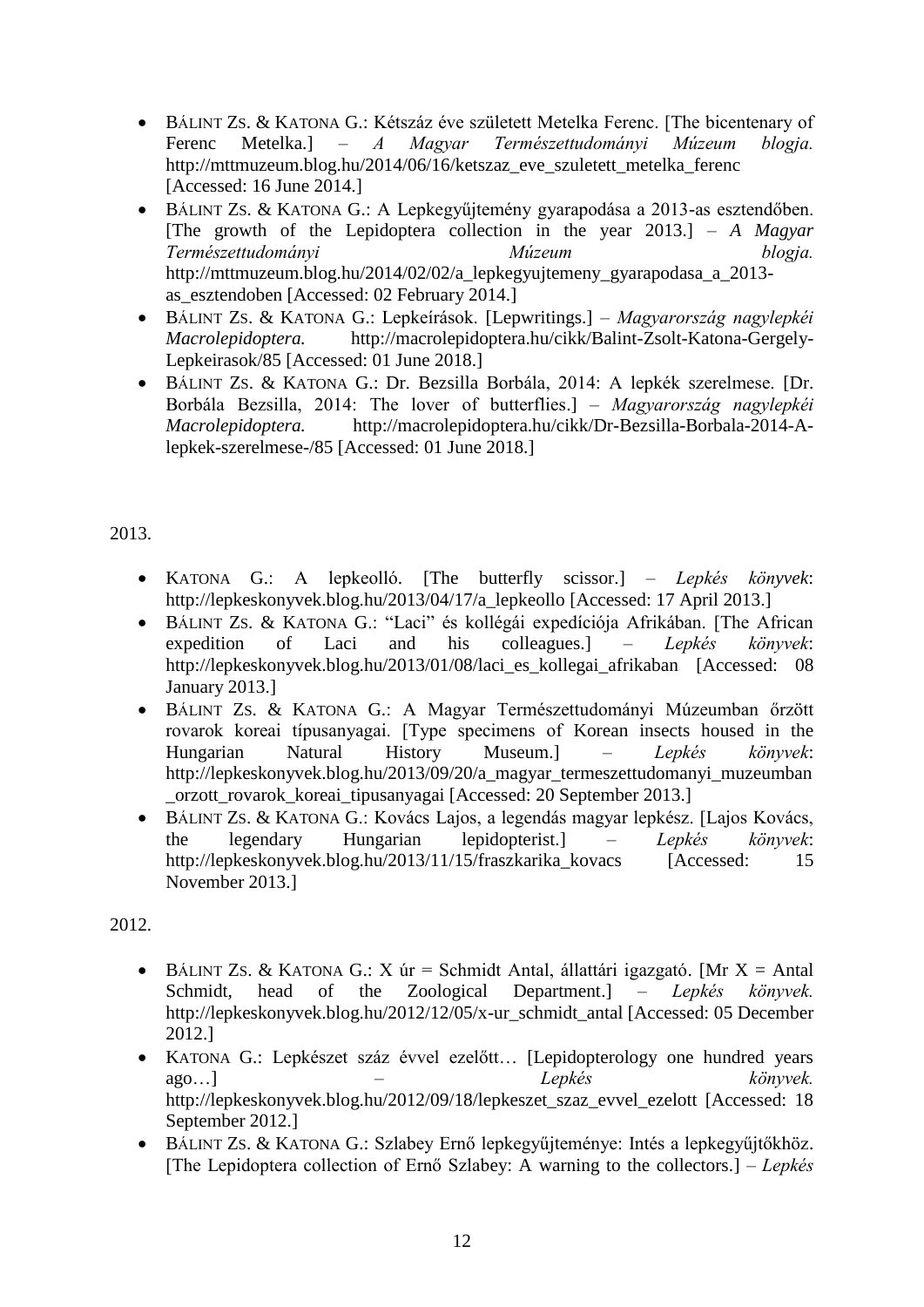- BÁLINT ZS. & KATONA G.: Kétszáz éve született Metelka Ferenc. [The bicentenary of Ferenc Metelka.] – *A Magyar Természettudományi Múzeum blogja.* http://mttmuzeum.blog.hu/2014/06/16/ketszaz_eve_szuletett_metelka_ferenc [Accessed: 16 June 2014.]
- BÁLINT ZS. & KATONA G.: A Lepkegyűjtemény gyarapodása a 2013-as esztendőben. [The growth of the Lepidoptera collection in the year 2013.] – *A Magyar Természettudományi Múzeum blogja.* http://mttmuzeum.blog.hu/2014/02/02/a_lepkegyujtemeny_gyarapodasa_a_2013-as_esztendoben [Accessed: 02 February 2014.]
- BÁLINT ZS. & KATONA G.: Lepkeírások. [Lepwritings.] – *Magyarország nagylepkéi Macrolepidoptera.* http://macrolepidoptera.hu/cikk/Balint-Zsolt-Katona-Gergely-Lepkeirasok/85 [Accessed: 01 June 2018.]
- BÁLINT ZS. & KATONA G.: Dr. Bezsilla Borbála, 2014: A lepkék szerelmese. [Dr. Borbála Bezsilla, 2014: The lover of butterflies.] – *Magyarország nagylepkéi Macrolepidoptera.* http://macrolepidoptera.hu/cikk/Dr-Bezsilla-Borbala-2014-A-lepkek-szerelmese-/85 [Accessed: 01 June 2018.]

2013.

- KATONA G.: A lepkeolló. [The butterfly scissor.] – *Lepkés könyvek*: http://lepkeskonyvek.blog.hu/2013/04/17/a_lepkeollo [Accessed: 17 April 2013.]
- BÁLINT ZS. & KATONA G.: "Laci" és kollégái expedíciója Afrikában. [The African expedition of Laci and his colleagues.] – *Lepkés könyvek*: http://lepkeskonyvek.blog.hu/2013/01/08/laci_es_kollegai_afrikaban [Accessed: 08 January 2013.]
- BÁLINT ZS. & KATONA G.: A Magyar Természettudományi Múzeumban őrzött rovarok koreai típusanyagai. [Type specimens of Korean insects housed in the Hungarian Natural History Museum.] – *Lepkés könyvek*: http://lepkeskonyvek.blog.hu/2013/09/20/a_magyar_termeszettudomanyi_muzeumban_orzott_rovarok_koreai_tipusanyagai [Accessed: 20 September 2013.]
- BÁLINT ZS. & KATONA G.: Kovács Lajos, a legendás magyar lepkész. [Lajos Kovács, the legendary Hungarian lepidopterist.] – *Lepkés könyvek*: http://lepkeskonyvek.blog.hu/2013/11/15/fraszkarika_kovacs [Accessed: 15 November 2013.]

2012.

- BÁLINT ZS. & KATONA G.: X úr = Schmidt Antal, állattári igazgató. [Mr X = Antal Schmidt, head of the Zoological Department.] – *Lepkés könyvek.* http://lepkeskonyvek.blog.hu/2012/12/05/x-ur_schmidt_antal [Accessed: 05 December 2012.]
- KATONA G.: Lepkészet száz évvel ezelőtt… [Lepidopterology one hundred years ago…] – *Lepkés könyvek.* http://lepkeskonyvek.blog.hu/2012/09/18/lepkeszet_szaz_evvel_ezelott [Accessed: 18 September 2012.]
- BÁLINT ZS. & KATONA G.: Szlabey Ernő lepkegyűjteménye: Intés a lepkegyűjtőkhöz. [The Lepidoptera collection of Ernő Szlabey: A warning to the collectors.] – *Lepkés*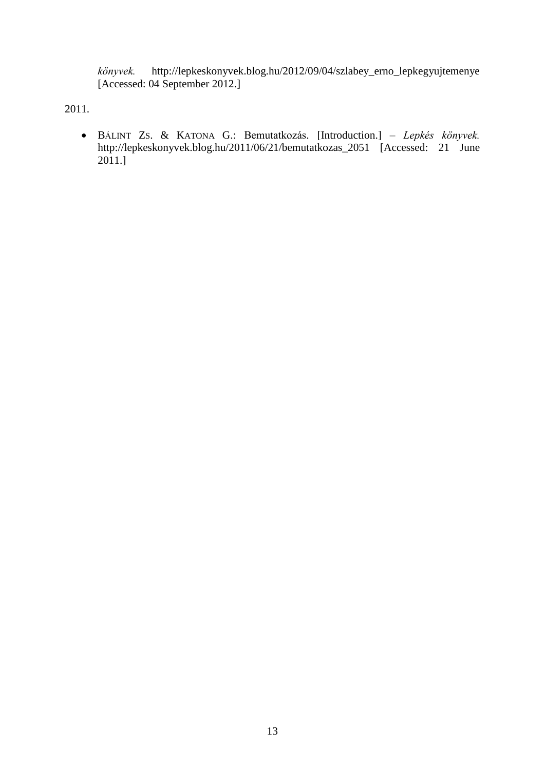*könyvek.* http://lepkeskonyvek.blog.hu/2012/09/04/szlabey_erno_lepkegyujtemenye [Accessed: 04 September 2012.]

2011.

- BÁLINT ZS. & KATONA G.: Bemutatkozás. [Introduction.] – *Lepkés könyvek.* http://lepkeskonyvek.blog.hu/2011/06/21/bemutatkozas_2051 [Accessed: 21 June 2011.]